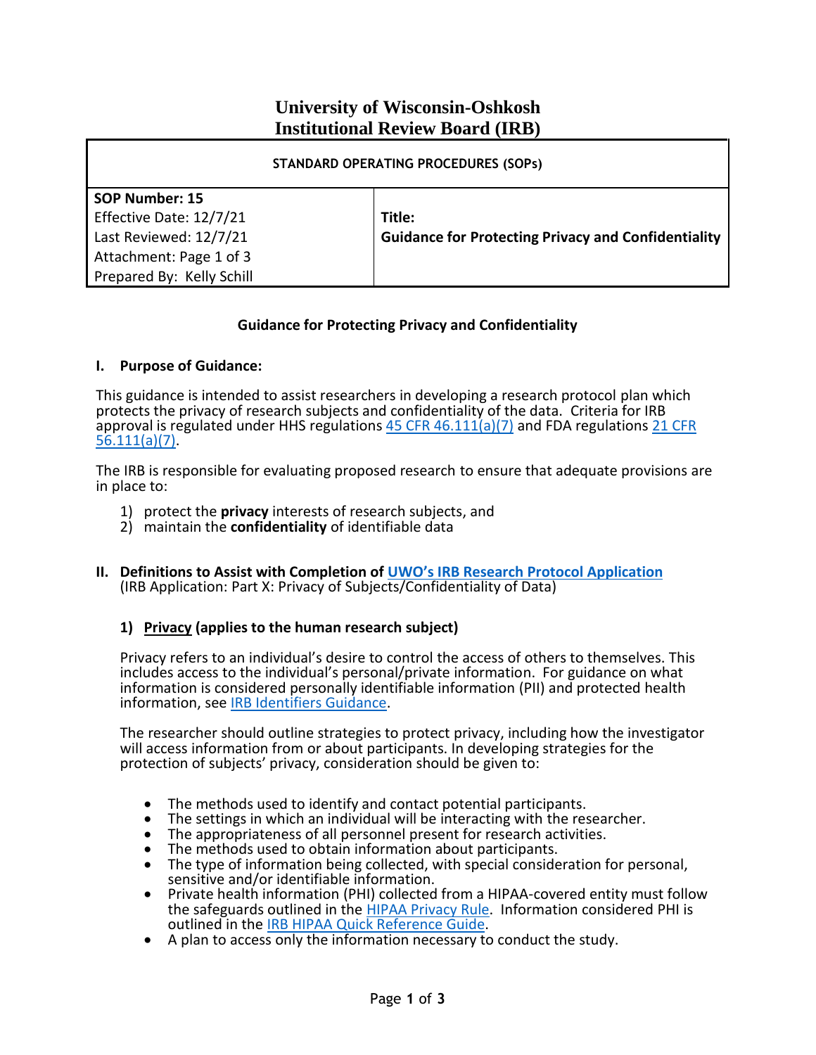# University of Wisconsin-Oshkosh
# Institutional Review Board (IRB)

| STANDARD OPERATING PROCEDURES (SOPs) | |
|---|---|
| **SOP Number: 15**<br>Effective Date: 12/7/21<br>Last Reviewed: 12/7/21<br>Attachment: Page 1 of 3<br>Prepared By: Kelly Schill | **Title:**<br>**Guidance for Protecting Privacy and Confidentiality** |

## Guidance for Protecting Privacy and Confidentiality

### I. Purpose of Guidance:

This guidance is intended to assist researchers in developing a research protocol plan which protects the privacy of research subjects and confidentiality of the data. Criteria for IRB approval is regulated under HHS regulations 45 CFR 46.111(a)(7) and FDA regulations 21 CFR 56.111(a)(7).

The IRB is responsible for evaluating proposed research to ensure that adequate provisions are in place to:

1) protect the **privacy** interests of research subjects, and
2) maintain the **confidentiality** of identifiable data

### II. Definitions to Assist with Completion of UWO's IRB Research Protocol Application
(IRB Application: Part X: Privacy of Subjects/Confidentiality of Data)

#### 1) Privacy (applies to the human research subject)

Privacy refers to an individual's desire to control the access of others to themselves. This includes access to the individual's personal/private information. For guidance on what information is considered personally identifiable information (PII) and protected health information, see IRB Identifiers Guidance.

The researcher should outline strategies to protect privacy, including how the investigator will access information from or about participants. In developing strategies for the protection of subjects' privacy, consideration should be given to:

- The methods used to identify and contact potential participants.
- The settings in which an individual will be interacting with the researcher.
- The appropriateness of all personnel present for research activities.
- The methods used to obtain information about participants.
- The type of information being collected, with special consideration for personal, sensitive and/or identifiable information.
- Private health information (PHI) collected from a HIPAA-covered entity must follow the safeguards outlined in the HIPAA Privacy Rule. Information considered PHI is outlined in the IRB HIPAA Quick Reference Guide.
- A plan to access only the information necessary to conduct the study.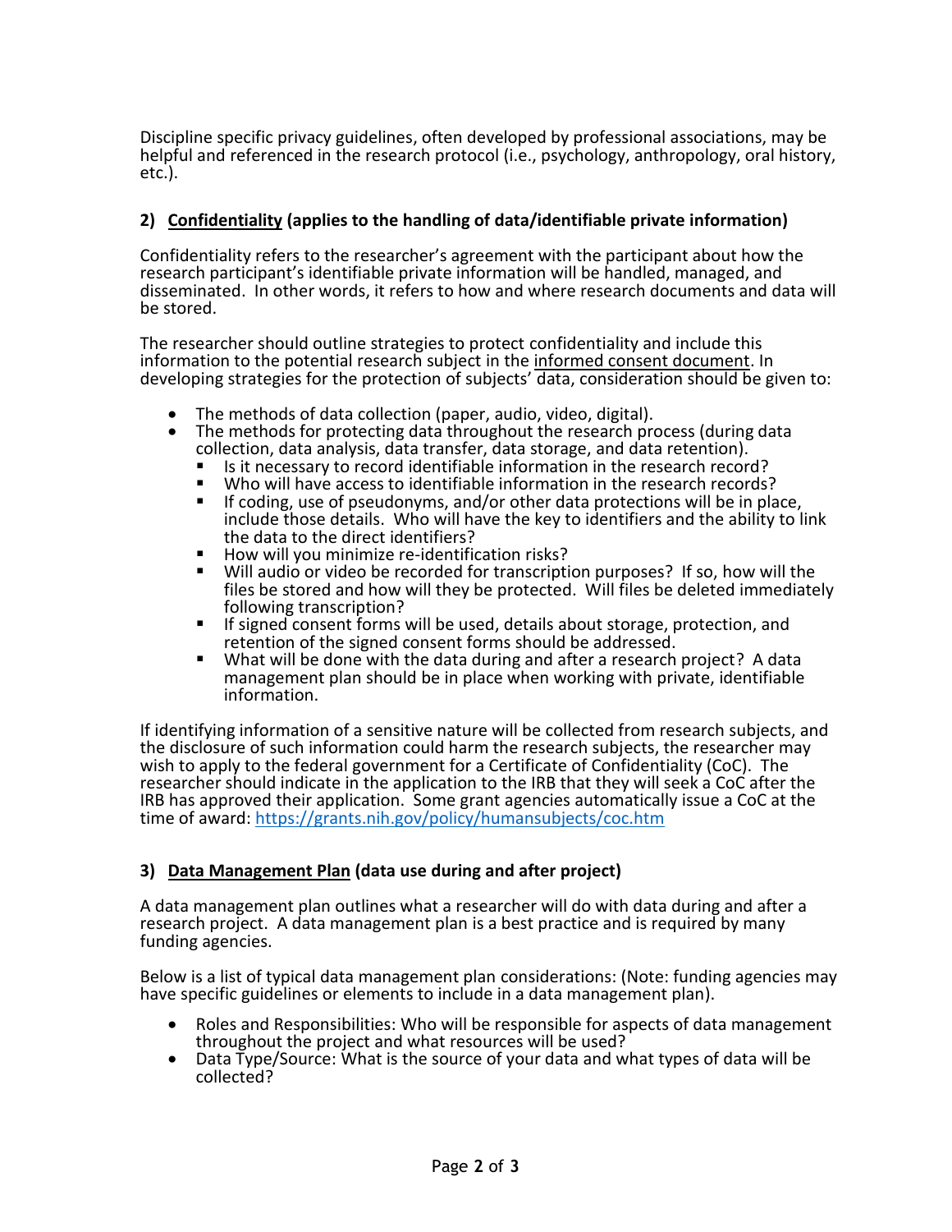Discipline specific privacy guidelines, often developed by professional associations, may be helpful and referenced in the research protocol (i.e., psychology, anthropology, oral history, etc.).

### 2) <u>Confidentiality</u> (applies to the handling of data/identifiable private information)

Confidentiality refers to the researcher's agreement with the participant about how the research participant's identifiable private information will be handled, managed, and disseminated. In other words, it refers to how and where research documents and data will be stored.

The researcher should outline strategies to protect confidentiality and include this information to the potential research subject in the <u>informed consent document</u>. In developing strategies for the protection of subjects' data, consideration should be given to:

- The methods of data collection (paper, audio, video, digital).
- The methods for protecting data throughout the research process (during data collection, data analysis, data transfer, data storage, and data retention).
  - Is it necessary to record identifiable information in the research record?
  - Who will have access to identifiable information in the research records?
  - If coding, use of pseudonyms, and/or other data protections will be in place, include those details. Who will have the key to identifiers and the ability to link the data to the direct identifiers?
  - How will you minimize re-identification risks?
  - Will audio or video be recorded for transcription purposes? If so, how will the files be stored and how will they be protected. Will files be deleted immediately following transcription?
  - If signed consent forms will be used, details about storage, protection, and retention of the signed consent forms should be addressed.
  - What will be done with the data during and after a research project? A data management plan should be in place when working with private, identifiable information.

If identifying information of a sensitive nature will be collected from research subjects, and the disclosure of such information could harm the research subjects, the researcher may wish to apply to the federal government for a Certificate of Confidentiality (CoC). The researcher should indicate in the application to the IRB that they will seek a CoC after the IRB has approved their application. Some grant agencies automatically issue a CoC at the time of award: https://grants.nih.gov/policy/humansubjects/coc.htm

### 3) <u>Data Management Plan</u> (data use during and after project)

A data management plan outlines what a researcher will do with data during and after a research project. A data management plan is a best practice and is required by many funding agencies.

Below is a list of typical data management plan considerations: (Note: funding agencies may have specific guidelines or elements to include in a data management plan).

- Roles and Responsibilities: Who will be responsible for aspects of data management throughout the project and what resources will be used?
- Data Type/Source: What is the source of your data and what types of data will be collected?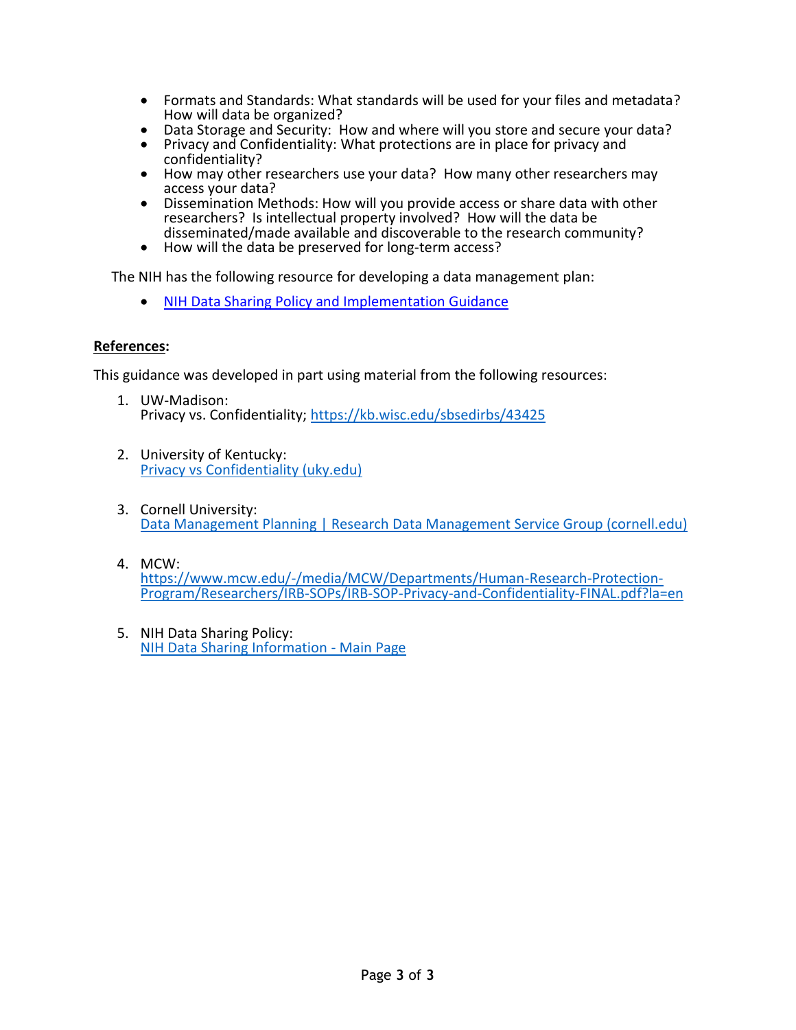- Formats and Standards: What standards will be used for your files and metadata? How will data be organized?
- Data Storage and Security: How and where will you store and secure your data?
- Privacy and Confidentiality: What protections are in place for privacy and confidentiality?
- How may other researchers use your data? How many other researchers may access your data?
- Dissemination Methods: How will you provide access or share data with other researchers? Is intellectual property involved? How will the data be disseminated/made available and discoverable to the research community?
- How will the data be preserved for long-term access?

The NIH has the following resource for developing a data management plan:

- NIH Data Sharing Policy and Implementation Guidance

**References:**

This guidance was developed in part using material from the following resources:

1. UW-Madison:
   Privacy vs. Confidentiality; https://kb.wisc.edu/sbsedirbs/43425

2. University of Kentucky:
   Privacy vs Confidentiality (uky.edu)

3. Cornell University:
   Data Management Planning | Research Data Management Service Group (cornell.edu)

4. MCW:
   https://www.mcw.edu/-/media/MCW/Departments/Human-Research-Protection-Program/Researchers/IRB-SOPs/IRB-SOP-Privacy-and-Confidentiality-FINAL.pdf?la=en

5. NIH Data Sharing Policy:
   NIH Data Sharing Information - Main Page